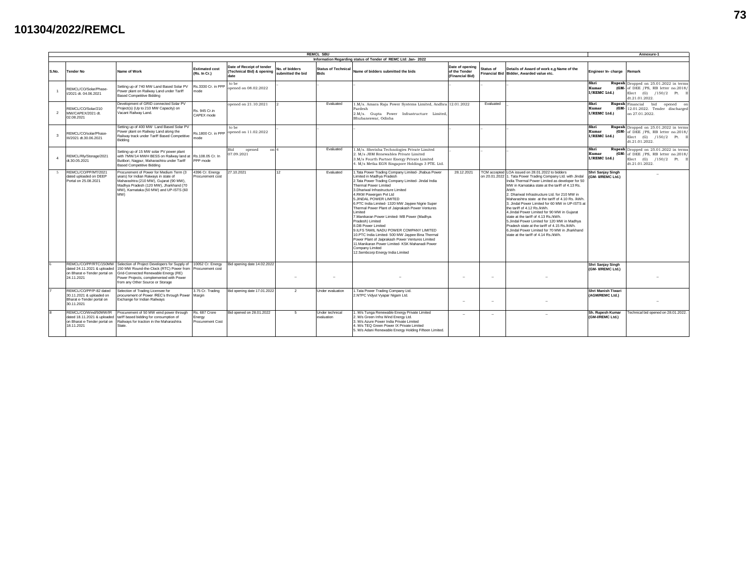# 101304/2022/REMCL

| REMCL SBU | | | | | | | | | | | | Annexure-1 |
|---|---|---|---|---|---|---|---|---|---|---|---|---|
| Information Regarding status of Tender of REMC Ltd: Jan- 2022 | | | | | | | | | | | | |
| S.No. | Tender No | Name of Work | Estimated cost (Rs. In Cr.) | Date of Receipt of tender (Technical Bid) & opening date | No. of bidders submitted the bid | Status of Technical Bids | Name of bidders submitted the bids | Date of opening of the Tender (Financial Bid) | Status of Financial Bid | Details of Award of work e,g Name of the Bidder, Awarded value etc. | Engineer In- charge | Remark |
| 1 | REMCL/CO/Solar/Phase-I/2021 dt. 04.06.2021 | Setting up of 740 MW Land Based Solar PV Power plant on Railway Land under Tariff Based Competitive Bidding | Rs.3330 Cr. in PPP mode | to be opened on 08.02.2022 | _ | _ | _ | _ | _ | _ | Shri Rupesh Kumar (GM-I/REMC Ltd.) | Dropped on 25.01.2022 in terms of DEE /PS, RB letter no.2018/ Elect (G) /150/2 Pt. II dt.21.01.2022. |
| 2 | REMCL/CO/Solar/210 MW/CAPEX/2021 dt. 02.08.2021 | Development of GRID connected Solar PV Project(s) (Up to 210 MW Capacity) on Vacant Railway Land. | Rs. 945 Cr.in CAPEX mode | opened on 21.10.2021 | 2 | Evaluated | 1.M/s. Amara Raja Power Systems Limited, Andhra Pardesh<br>2.M/s. Gupta Power Infrastructure Limited, Bhubaneswar, Odisha | 12.01.2022 | Evaluated | _ | Shri Rupesh Kumar (GM-I/REMC Ltd.) | Financial bid opened on 12.01.2022. Tender discharged on 27.01.2022. |
| 3 | REMCL/CO/solar/Phase-III/2021 dt.30.06.2021 | Setting up of 400 MW Land Based Solar PV Power plant on Railway Land along the Railway track under Tariff Based Competitive Bidding | Rs.1800 Cr. in PPP mode | to be opened on 11.02.2022 | _ | _ | _ | _ | _ | _ | Shri Rupesh Kumar (GM-I/REMC Ltd.) | Dropped on 25.01.2022 in terms of DEE /PS, RB letter no.2018/ Elect (G) /150/2 Pt. II dt.21.01.2022. |
| 4 | REMCL/Rly/Storage/2021 dt.30.05.2021 | Setting up of 15 MW solar PV power plant with 7MW/14 MWH BESS on Railway land at Butibori, Nagpur, Maharashtra under Tariff Based Competitive Bidding | Rs.108.05 Cr. In PPP mode | Bid opened on 07.09.2021 | 4 | Evaluated | 1.M/s. Sherisha Technologies Private Limited<br>2. M/s JBM Renewables Private Limited<br>3.M/s Fourth Partner Energy Private Limited<br>4. M/s Metka EGN Singapore Holdings 3 PTE. Ltd. | _ | _ | _ | Shri Rupesh Kumar (GM-I/REMC Ltd.) | Dropped on 25.01.2022 in terms of DEE /PS, RB letter no.2018/ Elect (G) /150/2 Pt. II dt.21.01.2022. |
| 5 | REMCL/CO/PP/MT/2021 dated uploaded on DEEP Portal on 25.08.2021 | Procurement of Power for Medium Term (3 years) for Indian Railways in state of Maharashtra (210 MW), Gujarat (90 MW), Madhya Pradesh (120 MW), Jharkhand (70 MW), Karnataka (50 MW) and UP-ISTS (60 MW) | 4396 Cr. Energy Procurement cost | 27.10.2021 | 12 | Evaluated | 1.Tata Power Trading Company Limited- Jhabua Power Limited in Madhya Pradesh<br>2.Tata Power Trading Company Limited- Jindal India Thermal Power Limited<br>3.Dhariwal Infrastructure Limited<br>4.RKM Powergen Pvt Ltd<br>5.JINDAL POWER LIMITED<br>6.PTC India Limited- 1320 MW Jaypee Nigrie Super Thermal Power Plant of Jaiprakash Power Ventures Limited<br>7.Manikaran Power Limited- MB Power (Madhya Pradesh) Limited<br>8.DB Power Limited<br>9.ILFS TAMIL NADU POWER COMPANY LIMITED<br>10.PTC India Limited- 500 MW Jaypee Bina Thermal Power Plant of Jaiprakash Power Ventures Limited<br>11.Manikaran Power Limited- KSK Mahanadi Power Company Limited<br>12.Sembcorp Energy India Limited | 28.12.2021 | TCM accepted on 20.01.2022 | LOA issued on 28.01.2022 to bidders<br>1. Tata Power Trading Company Ltd. with Jindal India Thermal Power Limited as developer for 50 MW in Karnataka state at the tariff of 4.13 Rs. /kWh<br>2. Dhariwal Infrastructure Ltd. for 210 MW in Maharashtra state at the tariff of 4.10 Rs. /kWh.<br>3. Jindal Power Limited for 60 MW in UP-ISTS at the tariff of 4.12 Rs./kWh.<br>4.Jindal Power Limited for 90 MW in Gujarat state at the tariff of 4.13 Rs./kWh.<br>5.Jindal Power Limited for 120 MW in Madhya Pradesh state at the tariff of 4.15 Rs./kWh.<br>6.Jindal Power Limited for 70 MW in Jharkhand state at the tariff of 4.14 Rs./kWh. | Shri Sanjay Singh (GM- II/REMC Ltd.) | _ |
| 6 | REMCL/CO/PP/RTC/150MW dated 24.11.2021 & uploaded on Bharat e-Tender portal on 24.11.2021 | Selection of Project Developers for Supply of 150 MW Round-the-Clock (RTC) Power from Grid-Connected Renewable Energy (RE) Power Projects, complemented with Power from any Other Source or Storage | 10052 Cr. Energy Procurement cost | Bid opening date 14.02.2022 | _ | _ | _ | _ | _ | _ | Shri Sanjay Singh (GM- II/REMC Ltd.) | _ |
| 7 | REMCL/CO/PP/P-82 dated 30.11.2021 & uploaded on Bharat e-Tender portal on 30.11.2021 | Selection of Trading Licensee for procurement of Power /REC's through Power Exchange for Indian Railways | 3.75 Cr. Trading Margin | Bid opening date 17.01.2022 | 2 | Under evaluation | 1.Tata Power Trading Company Ltd.<br>2.NTPC Vidyut Vyapar Nigam Ltd. | _ | _ | _ | Shri Manish Tiwari (AGM/REMC Ltd.) | _ |
| 8 | REMCL/CO/Wind/50MW/IR dated 18.11.2021 & uploaded on Bharat e-Tender portal on 18.11.2021 | Procurement of 50 MW wind power through tariff based bidding for consumption of Railways for traction in the Maharashtra State. | Rs. 687 Crore Energy Procurement Cost | Bid opened on 28.01.2022 | 5 | Under technical evaluation | 1. M/s Tunga Renewable Energy Private Limited<br>2. M/s Green Infra Wind Energy Ltd.<br>3. M/s Azure Power India Private Limited<br>4. M/s TEQ Green Power IX Private Limited<br>5. M/s Adani Renewable Energy Holding Fifteen Limited. | _ | _ | _ | Sh. Rupesh Kumar (GM-I/REMC Ltd.) | Technical bid opened on 28.01.2022. |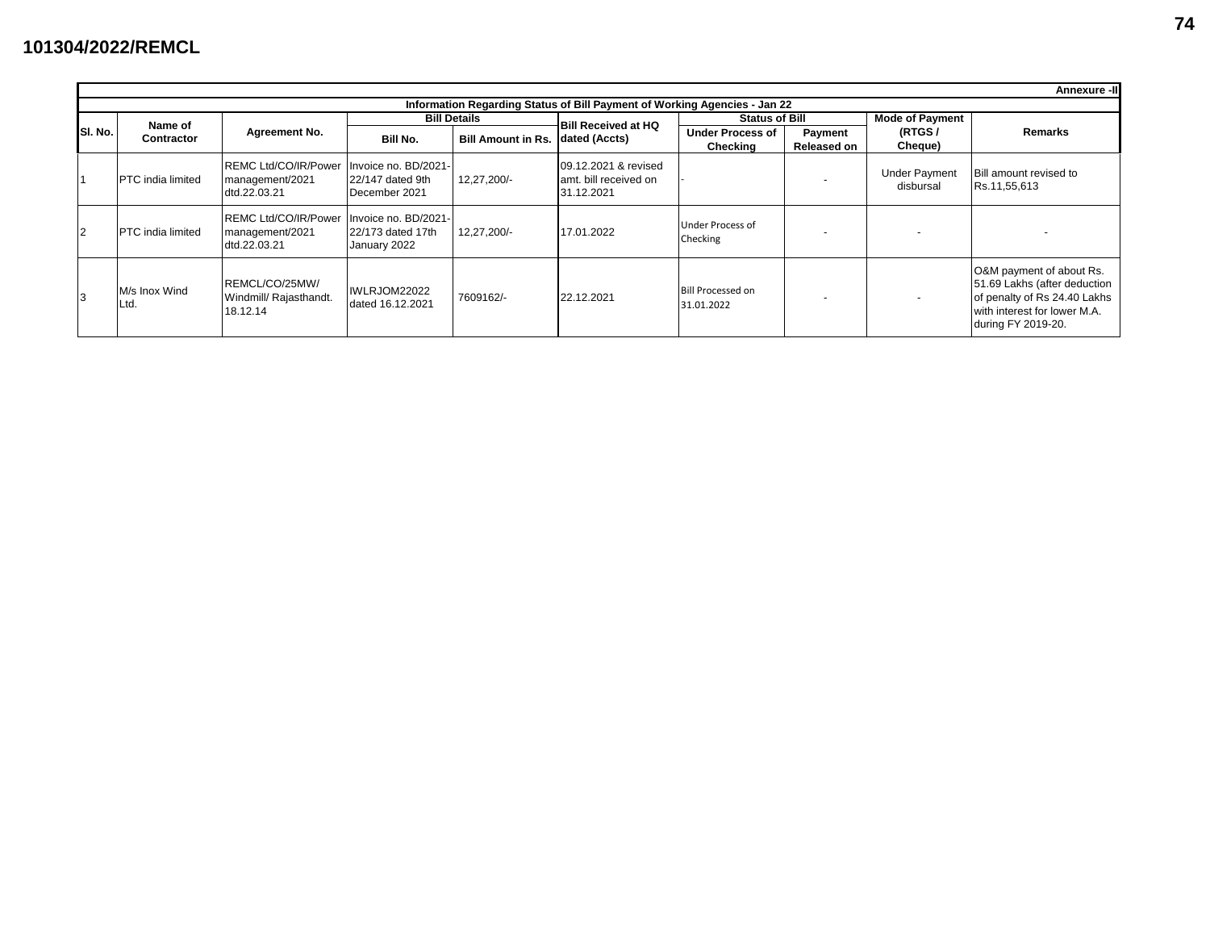101304/2022/REMCL

**Annexure -II**

**Information Regarding Status of Bill Payment of Working Agencies - Jan 22**

| Sl. No. | Name of Contractor | Agreement No. | Bill Details | | Bill Received at HQ dated (Accts) | Status of Bill | | Mode of Payment (RTGS / Cheque) | Remarks |
|---|---|---|---|---|---|---|---|---|---|
| | | | Bill No. | Bill Amount in Rs. | | Under Process of Checking | Payment Released on | | |
| 1 | PTC india limited | REMC Ltd/CO/IR/Power management/2021 dtd.22.03.21 | Invoice no. BD/2021-22/147 dated 9th December 2021 | 12,27,200/- | 09.12.2021 & revised amt. bill received on 31.12.2021 | - | - | Under Payment disbursal | Bill amount revised to Rs.11,55,613 |
| 2 | PTC india limited | REMC Ltd/CO/IR/Power management/2021 dtd.22.03.21 | Invoice no. BD/2021-22/173 dated 17th January 2022 | 12,27,200/- | 17.01.2022 | Under Process of Checking | - | - | - |
| 3 | M/s Inox Wind Ltd. | REMCL/CO/25MW/ Windmill/ Rajasthandt. 18.12.14 | IWLRJOM22022 dated 16.12.2021 | 7609162/- | 22.12.2021 | Bill Processed on 31.01.2022 | - | - | O&M payment of about Rs. 51.69 Lakhs (after deduction of penalty of Rs 24.40 Lakhs with interest for lower M.A. during FY 2019-20. |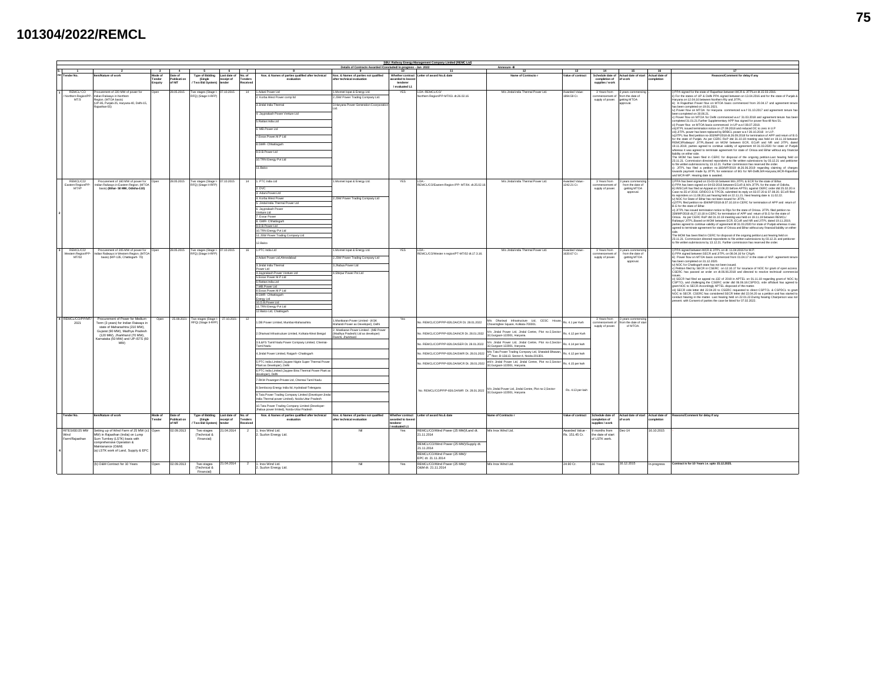**SBU: Railway Energy Management Company Limited (REMC Ltd)**

**Details of Contracts Awarded /Concluded/ in progress - Jan 2022**

**Annexure -III**

| S. no | Tender No. | Item/Nature of work | Mode of Tender Enquiry | Date of Publication of NIT | Type of Bidding (Single / Two Bid System) | Last date of receipt of tender | No. of Tenders Received | Nos. & Names of parties qualified after technical evaluation | Nos. & Names of parties not qualified after technical evaluation | Whether contract awarded to lowest tenderer / evaluated L1 | Letter of award No.& date | Name of Contracto r | Value of contract | Schedule date of completion of supplies / work | Actual date of start of work | Actual date of completion | Reasons/Comment for delay if any |
|---|---|---|---|---|---|---|---|---|---|---|---|---|---|---|---|---|---|
| | 1 | 2 | 3 | 4 | 5 | 6 | 7 | 8 | 9 | 10 | 11 | 12 | 13 | 14 | 15 | 16 | 17 |
| 1 | REMCL/CO/ Northern Region/PP-MT/3 | Procurement of 100 MW of power for Indian Railways in Northern Region. (MTOA basis) (UP-66, Punjab-25, Haryana-40, Delhi-15, Rajasthan-55) | Open | 26.05.2015 | Two stages (Stage I-RFQ) (Stage II-RFP) | 07.10.2015 | 14 | 1.Adani Power Ltd<br>2. Korba West Power comp ltd<br>3.Jindal India Thermal<br>4. Jayprakash Power Venture Ltd<br>5.Rattan India Ltd<br>6. MB Power Ltd<br>7.Essar Power M.P Ltd<br>8.GMR- Chhattisgarh<br>9.D B Power Ltd<br>10.TRN Energy Pvt Ltd<br>11.Balco | 1.Manmet Ispat & Energy Ltd.<br>2.JSW Power Trading Company Ltd.<br>3.Haryana Power Generation Cooporation Ltd. | YES | LOA:-REMCL/CO/ Northern Region/PP-MT/03. dt.26.02.16 | M/s Jindal India Thermal Power Ltd. | Awarded Value-1994.59 Cr. | 3 Years from commencement of supply of power. | 3 years commencing from the date of getting MTOA approval. | - | i) PPA signed for the state of Rajasthan between WCR & JITPL on dt.15-03-2016.<br>ii) For the states of UP & Delhi PPA signed between on 13.04.2016 and for the state of Punjab & Haryana on 12.04.16 between Northern Rly and JITPL.<br>iii) In Rajasthan Power flow on MTOA basis commenced from 28.04.17 and agreement tenure has been completed on 19.01.2021.<br>iv) Power flow on MTOA for Haryana commenced w.e.f 01.10.2017 and agreement tenure has been completed on 30.06.21.<br>v) Power flow on MTOA for Delhi commenced w.e.f 31.03.2018 and agreement tenure has been completed 31.01.21.Further Supplementary APP has signed for power flow till Nov'21.<br>vi) Power flow on MTOA basis commenced in UP w.e.f.08.07.2018.<br>vii)JITPL issued termination notice on 27.08.2018 and reduced DC to zero in U.P<br>viii) JITPL power has been replaced by BRBCL power w.e.f 29.10.2018 in U.P.<br>ix)JITPL has filed petition no.303/MP/2018 dt.28.09.2018 for termination of APP and return of B.G for the state of Punjab. As per CERC RoP dtd 31.10.19 meeting was held on 19.11.19 between REMCR/Railways/ JITPL.Based on MOM between ECR, ECoR and NR and JITPL dated 19.11.2019, parties agreed to continue validity of agreement till 31.03.2020 for state of Punjab whereas it was agreed to terminate agreement for state of Orissa and Bihar without any financial liability on either side.<br>The MOM has been filed in CERC for disposal of the ongoing petition.Last hearing held on 23.11.21. Commission directed respondents to file written submissions by 03.12.21 and petitioner to file written submissions by 13.12.21. Further commission has reserved the order.<br>x) JITPL has filed a petition no.183/MP/2019 dt.26.06.2019 regarding claiming of charges towards payment made by JITPL for extension of BG for NR-Delhi,NR-Haryana,WCR-Rajasthan and WCR-MP. Hearing date is awaited. |
| 2 | REMCL/CO/ Eastern Region/PP-MT/4* | Procurement of 160 MW of power for Indian Railways in Eastern Region. (MTOA basis) **(Bihar- 50 MW, Odisha-110)** | Open | 26.05.2015 | Two stages (Stage I-RFQ) (Stage II-RFP) | 07.10.2015 | 14 | 1. PTC India Ltd<br>2. DVC<br>3. Adani Power Ltd<br>4. Korba West Power<br>5. Jindal India Thermal Power Ltd<br>6. Jayprakash Power Venture Ltd<br>7. Essar Power<br>8. GMR- Chattisgarh<br>9.D B Power Ltd<br>10.TRN Energy Pvt Ltd<br>11.JSW Power Trading Company Ltd<br>12.Balco | 1.Manmet Ispat & Energy Ltd<br>2.JSW Power Trading Company Ltd | YES | LOA:- REMCL/CO/Eastern Region /PP- MT/04. dt.25.02.16 | M/s Jindal India Thermal Power Ltd. | Awarded Value-1242.21 Cr. | 3 Years from commencement of supply of power. | 3 years commencing from the date of getting MTOA approval. | | i) PPA has been signed on 15-03-16 between M/s JITPL & ECR for the state of Bihar.<br>ii) PPA has been signed on 04-03-2016 between ECoR & M/s JITPL for the state of Odisha.<br>iii) IR/ECoR has filed an Appeal on 10.06.20 before APTEL against OERC order dtd 25.02.20 in Case no.55 of 2016. GRIDCO & TPCDL submitted its reply on 02.07.20 & 07.08.20. ECoR filed its rejoinders on 11.08.20.Last hearing held on 22.11.21. Next hearing date is 11.02.22.<br>iv) NOC for State of Bihar has not been issued for JITPL.<br>v)JITPL filed petition no-304/MP/2018 dt.07.10.18 in CERC for termination of APP and return of B.G for the state of Bihar.<br>vi) JITPL has issued termination notice to Rlys for the state of Orissa. JITPL filed petition no-328/MP/2018 dt.27.10.18 in CERC for termination of APP and return of B.G for the state of Orissa. As per CERC RoP dtd 31.10.19 meeting was held on 19.11.19 between REMCL/ Railways/ JITPL.Based on MOM between ECR, ECoR and NR and JITPL dated 19.11.2019, parties agreed to continue validity of agreement till 31.03.2020 for state of Punjab whereas it was agreed to terminate agreement for state of Orissa and Bihar without any financial liability on either side.<br>The MOM has been filed in CERC for disposal of the ongoing petition.Last hearing held on 23.11.21. Commission directed respondents to file written submissions by 03.12.21 and petitioner to file written submissions by 13.12.21. Further commission has reserved the order. |
| 3 | REMCL/CO/ Western Region/PP-MT/02 | Procurement of 205 MW of power for Indian Railways in Western Region. (MTOA basis) (MP-135, Chattisgarh- 70) | Open | 26.05.2015 | Two stages (Stage I-RFQ) (Stage II-RFP) | 07.10.2015 | 16 | 1.PTC India Ltd<br>2.Adani Power Ltd,Ahmedabad<br>3.Jindal India Thermal Power Ltd<br>4.Jayprakash Power Venture Ltd<br>5.Essar Power M.P Ltd<br>6.Rattan India Ltd<br>7.MB Power Ltd<br>8.Essar Power M.P Ltd<br>9.GMR- Chhattisgarh Energy Ltd<br>10.D.B Power Ltd<br>11.TRN Energy Pvt Ltd<br>12.Balco Ltd. Chattisgarh | 1.Manmet Ispat & Energy Ltd<br>2.JSW Power Trading Company Ltd<br>3.Jhabua Power Ltd<br>4.Shirpur Power Pvt Ltd | YES | LOA:- REMCL/CO/Wester n region/PT-MT/02 dt.17.3.16. | M/s Jindal India Thermal Power Ltd. | Awarded Value-1630.67 Cr. | 3 Years from commencement of supply of power. | 3 years commencing from the date of getting MTOA approval. | | i) PPA signed between WCR & JITPL on dt. 11.04.2016 for M.P.<br>ii) PPA signed between SECR and JITPL on 06.04.16 for Chgrh.<br>iii) Power flow on MTOA basis commenced from 01.04.17 in the state of M.P. agreement tenure has been completed on 31.12.2020.<br>iv) NOC for Chattisgarh state has not been issued.<br>v) Petition filed by SECR in CSERC on 12.10.17 for issuance of NOC for grant of open access. CSERC has passed an order on dt.06.06.2018 and directed to resolve technical commercial issues.<br>vi) SECR had filed an appeal no.132 of 2019 in APTEL on 01.11.18 regarding grant of NOC by CSPTCL and challenging the CSERC order dtd 06.06.18.CSPDCL vide affidavit has agreed to grant NOC to SECR Accordingly APTEL disposed of the matter.<br>vii) SECR vide letter dtd 22.04.20 to CSERC requested to direct CSPTCL & CSPDCL to grant NOC to SECR. CSERC has considered SECR letter dtd 22.04.20 as a petition and has started to conduct hearing in the matter. Last hearing held on 22.01.22.During hearing Chairperson was not present. with Consent of parties the case be listed for 07.02.2022. |
| 4 | REMCL/CO/PP/MT/2021 | Procurement of Power for Medium Term (3 years) for Indian Railways in state of Maharashtra (210 MW), Gujarat (90 MW), Madhya Pradesh (120 MW), Jharkhand (70 MW), Karnataka (50 MW) and UP-ISTS (60 MW) | Open | 25.08.2021 | Two stages (Stage I-RFQ) (Stage II-RFP) | 27.10.2021 | 12 | 1.DB Power Limited, Mumbai-Maharashtra<br>2.Dhariwal Infrastructure Limited, Kolkata-West Bengal<br>3.ILAFS Tamil Nadu Power Company Limited, Chennai-Tamil Nadu<br>4.Jindal Power Limited, Raigarh -Chattisgarh<br>5.PTC India Limited (Jaypee Nigrie Super Thermal Power Plant as Developer), Delhi<br>6.PTC India Limited (Jaypee Bina Thermal Power Plant as developer), Delhi<br>7.RKM Powergen Private Ltd, Chennai-Tamil Nadu<br>8.Sembcorp Energy India ltd, Hyderabad-Telangana<br>9.Tata Power Trading Company Limited (Developer-Jindal India Thermal power Limited), Noida-Uttar Pradesh<br>10.Tata Power Trading Company Limited (Developer-Jhabua power limited), Noida-Uttar Pradesh | 1.Manikaran Power Limited - (KSK Mahandi Power as Developer), Delhi<br>2. Manikaran Power Limited - (MB Power (Madhya Pradesh) Ltd as developer) Ranchi, Jharkhand | Yes | No. REMCL/CO/PP/P-83/LOA/CR Dt. 28.01.2022<br>No. REMCL/CO/PP/P-83/LOA/NCR Dt. 28.01.2022<br>No. REMCL/CO/PP/P-83/LOA/SER Dt. 28.01.2022<br>No. REMCL/CO/PP/P-83/LOA/SWR Dt. 28.01.2022<br>No. REMCL/CO/PP/P-83/LOA/WCR Dt. 28.01.2022<br>No. REMCL/CO/PP/P-83/LOA/WR Dt. 28.01.2022 | M/s Dhariwal Infrastructure Ltd, CESC House Chowringhee Square, Kolkata-700001.<br>M/s Jindal Power Ltd, Jindal Centre, Plot no-2,Sector-32,Gurgaon-122001, Haryana.<br>M/s Jindal Power Ltd, Jindal Centre, Plot no-2,Sector-32,Gurgaon-122001, Haryana.<br>M/s Tata Power Trading Company Ltd, Shatabdi Bhawan, 2nd floor, B-12&13, Sector-4, Noida-201301.<br>M/s Jindal Power Ltd, Jindal Centre, Plot no-2,Sector-32,Gurgaon-122001, Haryana.<br>M/s Jindal Power Ltd, Jindal Centre, Plot no-2,Sector-32,Gurgaon-122001, Haryana | Rs. 4.1 per Kwh<br>Rs. 4.12 per Kwh<br>Rs. 4.14 per kwh<br>Rs. 4.12 per kwh<br>Rs. 4.15 per kwh<br>Rs. 4.13 per kwh | 3 Years from commencement of supply of power. | 3 years commencing from the date of start of MTOA. | | |
| | **Tender No.** | **Item/Nature of work** | **Mode of Tender** | **Date of Publication of NIT** | **Type of Bidding (Single / Two Bid System)** | **Last date of receipt of tender** | **No. of Tenders Received** | **Nos. & Names of parties qualified after technical evaluation** | **Nos. & Names of parties not qualified after technical evaluation** | **Whether contract awarded to lowest tenderer / evaluated L1** | **Letter of award No.& date** | **Name of Contracto r** | **Value of contract** | **Schedule date of completion of supplies / work** | **Actual date of start of work** | **Actual date of completion** | **Reasons/Comment for delay if any** |
| 4 | RITES/EE/25 MW Wind Farm/Rajasthan | Setting up of Wind Farm of 25 MW (±1 MW) in Rajasthan (India) on Lump Sum Turnkey (LSTK) basis with comprehensive Operation & Maintanance (O&M)<br>(a) LSTK work of Land, Supply & EPC | Open | 02.09.2013 | Two stages (Technical & Financial) | 21.04.2014 | 2 | 1. Inox Wind Ltd.<br>2. Suzlon Energy Ltd. | Nil | Yes | REMCL/CO/Wind Power (25 MW)/Land dt. 21.11.2014<br>REMCL/CO/Wind Power (25 MW)/Supply dt. 21.11.2014<br>REMCL/CO/Wind Power (25 MW)/ EPC dt. 21.11.2014 | M/s Inox Wind Ltd. | Awarded Value - Rs. 151.45 Cr. | 9 months from the date of start of LSTK work. | Dec-14 | 16.10.2015 | |
| | | (b) O&M Contract for 10 Years | Open | 02.09.2013 | Two stages (Technical & Financial) | 21.04.2014 | 2 | 1. Inox Wind Ltd.<br>2. Suzlon Energy Ltd. | Nil | Yes | REMCL/CO/Wind Power (25 MW)/ O&M dt. 21.11.2014 | M/s Inox Wind Ltd. | 24.90 Cr. | 10 Years | 16.12.2015 | In-progress | **Contract is for 10 Years i.e. upto 15.12.2025.** |